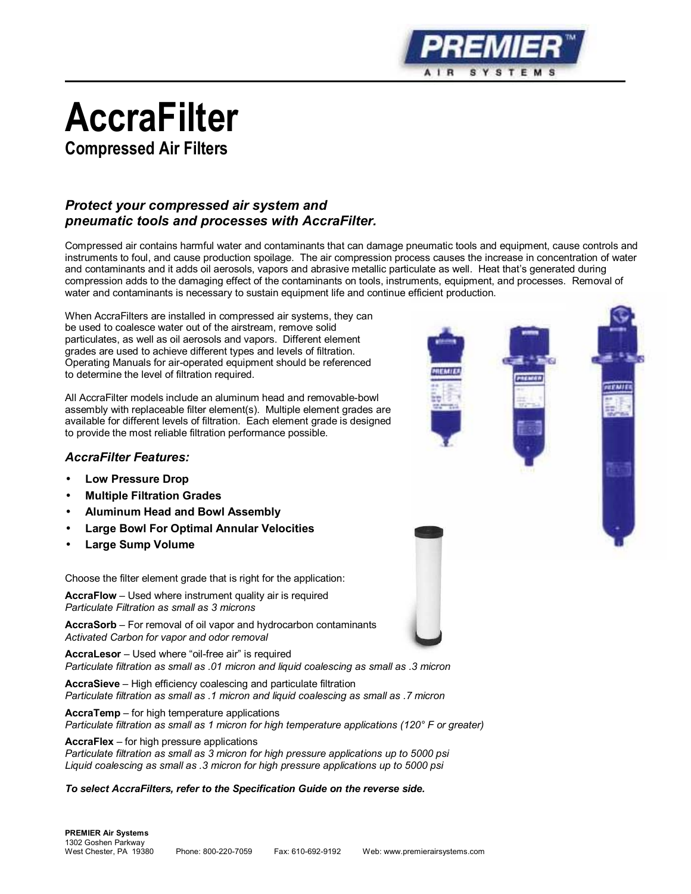# AccraFilter

## Compressed Air Filters

### *Protect your compressed air system and pneumatic tools and processes with AccraFilter.*

Compressed air contains harmful water and contaminants that can damage pneumatic tools and equipment, cause controls and instruments to foul, and cause production spoilage. The air compression process causes the increase in concentration of water and contaminants and it adds oil aerosols, vapors and abrasive metallic particulate as well. Heat that's generated during compression adds to the damaging effect of the contaminants on tools, instruments, equipment, and processes. Removal of water and contaminants is necessary to sustain equipment life and continue efficient production.

When AccraFilters are installed in compressed air systems, they can be used to coalesce water out of the airstream, remove solid particulates, as well as oil aerosols and vapors. Different element grades are used to achieve different types and levels of filtration. Operating Manuals for air-operated equipment should be referenced to determine the level of filtration required.

All AccraFilter models include an aluminum head and removable-bowl assembly with replaceable filter element(s). Multiple element grades are available for different levels of filtration. Each element grade is designed to provide the most reliable filtration performance possible.

### *AccraFilter Features:*

- **Low Pressure Drop**
- **Multiple Filtration Grades**
- **Aluminum Head and Bowl Assembly**
- **Large Bowl For Optimal Annular Velocities**
- **Large Sump Volume**

Choose the filter element grade that is right for the application:

**AccraFlow** – Used where instrument quality air is required
*Particulate Filtration as small as 3 microns*

**AccraSorb** – For removal of oil vapor and hydrocarbon contaminants
*Activated Carbon for vapor and odor removal*

**AccraLesor** – Used where "oil-free air" is required
*Particulate filtration as small as .01 micron and liquid coalescing as small as .3 micron*

**AccraSieve** – High efficiency coalescing and particulate filtration
*Particulate filtration as small as .1 micron and liquid coalescing as small as .7 micron*

**AccraTemp** – for high temperature applications
*Particulate filtration as small as 1 micron for high temperature applications (120° F or greater)*

**AccraFlex** – for high pressure applications
*Particulate filtration as small as 3 micron for high pressure applications up to 5000 psi*
*Liquid coalescing as small as .3 micron for high pressure applications up to 5000 psi*

***To select AccraFilters, refer to the Specification Guide on the reverse side.***

**PREMIER Air Systems**
1302 Goshen Parkway
West Chester, PA 19380 Phone: 800-220-7059 Fax: 610-692-9192 Web: www.premierairsystems.com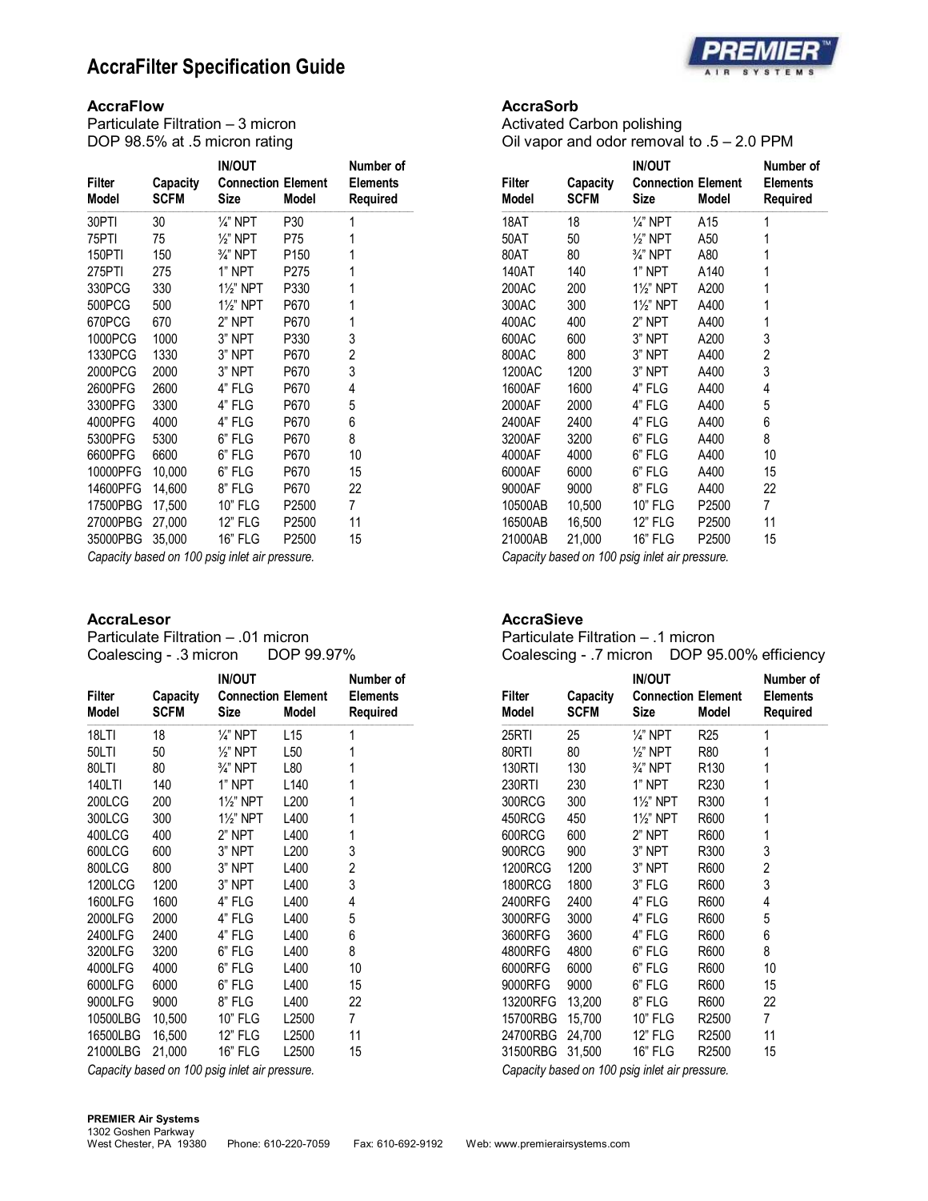# AccraFilter Specification Guide

## AccraFlow

Particulate Filtration – 3 micron
DOP 98.5% at .5 micron rating

| Filter Model | Capacity SCFM | IN/OUT Connection Size | Element Model | Number of Elements Required |
|---|---|---|---|---|
| 30PTI | 30 | ¼" NPT | P30 | 1 |
| 75PTI | 75 | ½" NPT | P75 | 1 |
| 150PTI | 150 | ¾" NPT | P150 | 1 |
| 275PTI | 275 | 1" NPT | P275 | 1 |
| 330PCG | 330 | 1½" NPT | P330 | 1 |
| 500PCG | 500 | 1½" NPT | P670 | 1 |
| 670PCG | 670 | 2" NPT | P670 | 1 |
| 1000PCG | 1000 | 3" NPT | P330 | 3 |
| 1330PCG | 1330 | 3" NPT | P670 | 2 |
| 2000PCG | 2000 | 3" NPT | P670 | 3 |
| 2600PFG | 2600 | 4" FLG | P670 | 4 |
| 3300PFG | 3300 | 4" FLG | P670 | 5 |
| 4000PFG | 4000 | 4" FLG | P670 | 6 |
| 5300PFG | 5300 | 6" FLG | P670 | 8 |
| 6600PFG | 6600 | 6" FLG | P670 | 10 |
| 10000PFG | 10,000 | 6" FLG | P670 | 15 |
| 14600PFG | 14,600 | 8" FLG | P670 | 22 |
| 17500PBG | 17,500 | 10" FLG | P2500 | 7 |
| 27000PBG | 27,000 | 12" FLG | P2500 | 11 |
| 35000PBG | 35,000 | 16" FLG | P2500 | 15 |

*Capacity based on 100 psig inlet air pressure.*

## AccraSorb

Activated Carbon polishing
Oil vapor and odor removal to .5 – 2.0 PPM

| Filter Model | Capacity SCFM | IN/OUT Connection Size | Element Model | Number of Elements Required |
|---|---|---|---|---|
| 18AT | 18 | ¼" NPT | A15 | 1 |
| 50AT | 50 | ½" NPT | A50 | 1 |
| 80AT | 80 | ¾" NPT | A80 | 1 |
| 140AT | 140 | 1" NPT | A140 | 1 |
| 200AC | 200 | 1½" NPT | A200 | 1 |
| 300AC | 300 | 1½" NPT | A400 | 1 |
| 400AC | 400 | 2" NPT | A400 | 1 |
| 600AC | 600 | 3" NPT | A200 | 3 |
| 800AC | 800 | 3" NPT | A400 | 2 |
| 1200AC | 1200 | 3" NPT | A400 | 3 |
| 1600AF | 1600 | 4" FLG | A400 | 4 |
| 2000AF | 2000 | 4" FLG | A400 | 5 |
| 2400AF | 2400 | 4" FLG | A400 | 6 |
| 3200AF | 3200 | 6" FLG | A400 | 8 |
| 4000AF | 4000 | 6" FLG | A400 | 10 |
| 6000AF | 6000 | 6" FLG | A400 | 15 |
| 9000AF | 9000 | 8" FLG | A400 | 22 |
| 10500AB | 10,500 | 10" FLG | P2500 | 7 |
| 16500AB | 16,500 | 12" FLG | P2500 | 11 |
| 21000AB | 21,000 | 16" FLG | P2500 | 15 |

*Capacity based on 100 psig inlet air pressure.*

## AccraLesor

Particulate Filtration – .01 micron
Coalescing - .3 micron DOP 99.97%

| Filter Model | Capacity SCFM | IN/OUT Connection Size | Element Model | Number of Elements Required |
|---|---|---|---|---|
| 18LTI | 18 | ¼" NPT | L15 | 1 |
| 50LTI | 50 | ½" NPT | L50 | 1 |
| 80LTI | 80 | ¾" NPT | L80 | 1 |
| 140LTI | 140 | 1" NPT | L140 | 1 |
| 200LCG | 200 | 1½" NPT | L200 | 1 |
| 300LCG | 300 | 1½" NPT | L400 | 1 |
| 400LCG | 400 | 2" NPT | L400 | 1 |
| 600LCG | 600 | 3" NPT | L200 | 3 |
| 800LCG | 800 | 3" NPT | L400 | 2 |
| 1200LCG | 1200 | 3" NPT | L400 | 3 |
| 1600LFG | 1600 | 4" FLG | L400 | 4 |
| 2000LFG | 2000 | 4" FLG | L400 | 5 |
| 2400LFG | 2400 | 4" FLG | L400 | 6 |
| 3200LFG | 3200 | 6" FLG | L400 | 8 |
| 4000LFG | 4000 | 6" FLG | L400 | 10 |
| 6000LFG | 6000 | 6" FLG | L400 | 15 |
| 9000LFG | 9000 | 8" FLG | L400 | 22 |
| 10500LBG | 10,500 | 10" FLG | L2500 | 7 |
| 16500LBG | 16,500 | 12" FLG | L2500 | 11 |
| 21000LBG | 21,000 | 16" FLG | L2500 | 15 |

*Capacity based on 100 psig inlet air pressure.*

## AccraSieve

Particulate Filtration – .1 micron
Coalescing - .7 micron DOP 95.00% efficiency

| Filter Model | Capacity SCFM | IN/OUT Connection Size | Element Model | Number of Elements Required |
|---|---|---|---|---|
| 25RTI | 25 | ¼" NPT | R25 | 1 |
| 80RTI | 80 | ½" NPT | R80 | 1 |
| 130RTI | 130 | ¾" NPT | R130 | 1 |
| 230RTI | 230 | 1" NPT | R230 | 1 |
| 300RCG | 300 | 1½" NPT | R300 | 1 |
| 450RCG | 450 | 1½" NPT | R600 | 1 |
| 600RCG | 600 | 2" NPT | R600 | 1 |
| 900RCG | 900 | 3" NPT | R300 | 3 |
| 1200RCG | 1200 | 3" NPT | R600 | 2 |
| 1800RCG | 1800 | 3" FLG | R600 | 3 |
| 2400RFG | 2400 | 4" FLG | R600 | 4 |
| 3000RFG | 3000 | 4" FLG | R600 | 5 |
| 3600RFG | 3600 | 4" FLG | R600 | 6 |
| 4800RFG | 4800 | 6" FLG | R600 | 8 |
| 6000RFG | 6000 | 6" FLG | R600 | 10 |
| 9000RFG | 9000 | 6" FLG | R600 | 15 |
| 13200RFG | 13,200 | 8" FLG | R600 | 22 |
| 15700RBG | 15,700 | 10" FLG | R2500 | 7 |
| 24700RBG | 24,700 | 12" FLG | R2500 | 11 |
| 31500RBG | 31,500 | 16" FLG | R2500 | 15 |

*Capacity based on 100 psig inlet air pressure.*

**PREMIER Air Systems**
1302 Goshen Parkway
West Chester, PA 19380 Phone: 610-220-7059 Fax: 610-692-9192 Web: www.premierairsystems.com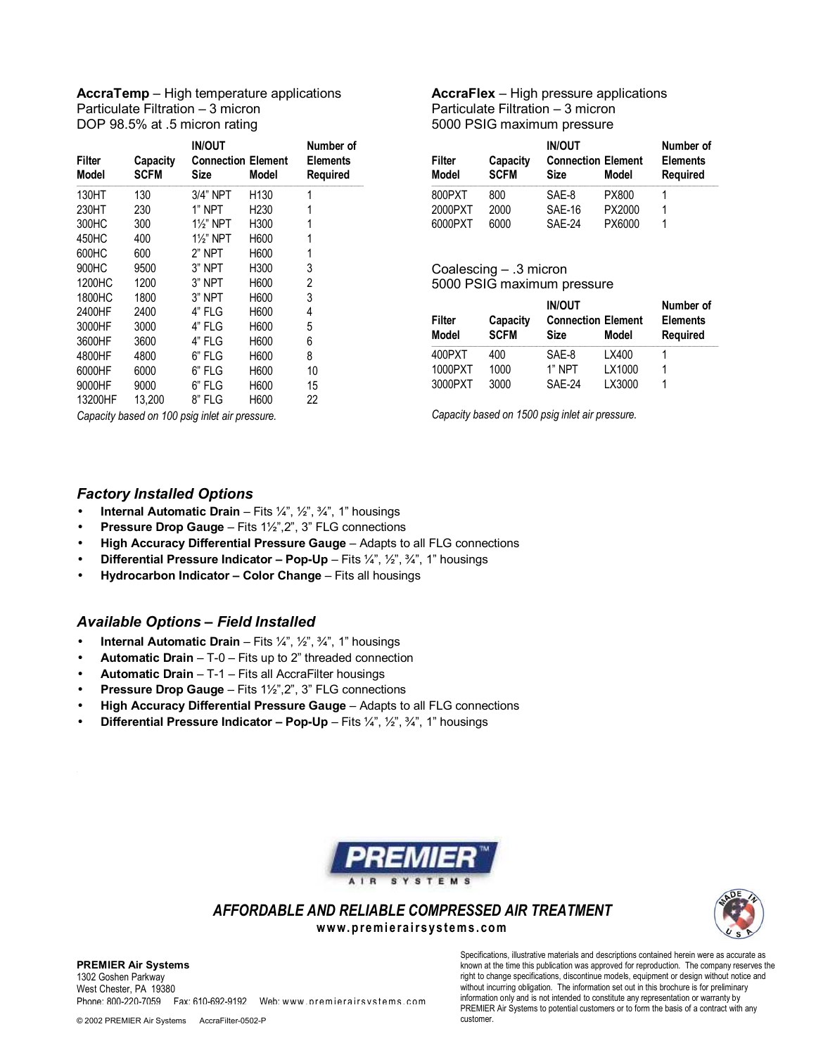**AccraTemp** – High temperature applications
Particulate Filtration – 3 micron
DOP 98.5% at .5 micron rating

| Filter Model | Capacity SCFM | IN/OUT Connection Size | Element Model | Number of Elements Required |
|---|---|---|---|---|
| 130HT | 130 | 3/4" NPT | H130 | 1 |
| 230HT | 230 | 1" NPT | H230 | 1 |
| 300HC | 300 | 1½" NPT | H300 | 1 |
| 450HC | 400 | 1½" NPT | H600 | 1 |
| 600HC | 600 | 2" NPT | H600 | 1 |
| 900HC | 9500 | 3" NPT | H300 | 3 |
| 1200HC | 1200 | 3" NPT | H600 | 2 |
| 1800HC | 1800 | 3" NPT | H600 | 3 |
| 2400HF | 2400 | 4" FLG | H600 | 4 |
| 3000HF | 3000 | 4" FLG | H600 | 5 |
| 3600HF | 3600 | 4" FLG | H600 | 6 |
| 4800HF | 4800 | 6" FLG | H600 | 8 |
| 6000HF | 6000 | 6" FLG | H600 | 10 |
| 9000HF | 9000 | 6" FLG | H600 | 15 |
| 13200HF | 13,200 | 8" FLG | H600 | 22 |

*Capacity based on 100 psig inlet air pressure.*

**AccraFlex** – High pressure applications
Particulate Filtration – 3 micron
5000 PSIG maximum pressure

| Filter Model | Capacity SCFM | IN/OUT Connection Size | Element Model | Number of Elements Required |
|---|---|---|---|---|
| 800PXT | 800 | SAE-8 | PX800 | 1 |
| 2000PXT | 2000 | SAE-16 | PX2000 | 1 |
| 6000PXT | 6000 | SAE-24 | PX6000 | 1 |

Coalescing – .3 micron
5000 PSIG maximum pressure

| Filter Model | Capacity SCFM | IN/OUT Connection Size | Element Model | Number of Elements Required |
|---|---|---|---|---|
| 400PXT | 400 | SAE-8 | LX400 | 1 |
| 1000PXT | 1000 | 1" NPT | LX1000 | 1 |
| 3000PXT | 3000 | SAE-24 | LX3000 | 1 |

*Capacity based on 1500 psig inlet air pressure.*

## *Factory Installed Options*

- **Internal Automatic Drain** – Fits ¼", ½", ¾", 1" housings
- **Pressure Drop Gauge** – Fits 1½",2", 3" FLG connections
- **High Accuracy Differential Pressure Gauge** – Adapts to all FLG connections
- **Differential Pressure Indicator – Pop-Up** – Fits ¼", ½", ¾", 1" housings
- **Hydrocarbon Indicator – Color Change** – Fits all housings

## *Available Options – Field Installed*

- **Internal Automatic Drain** – Fits ¼", ½", ¾", 1" housings
- **Automatic Drain** – T-0 – Fits up to 2" threaded connection
- **Automatic Drain** – T-1 – Fits all AccraFilter housings
- **Pressure Drop Gauge** – Fits 1½",2", 3" FLG connections
- **High Accuracy Differential Pressure Gauge** – Adapts to all FLG connections
- **Differential Pressure Indicator – Pop-Up** – Fits ¼", ½", ¾", 1" housings

PREMIER™ AIR SYSTEMS

***AFFORDABLE AND RELIABLE COMPRESSED AIR TREATMENT***
**www.premierairsystems.com**

MADE IN U.S.A.

**PREMIER Air Systems**
1302 Goshen Parkway
West Chester, PA 19380
Phone: 800-220-7059 Fax: 610-692-9192 Web: www.premierairsystems.com

© 2002 PREMIER Air Systems AccraFilter-0502-P

Specifications, illustrative materials and descriptions contained herein were as accurate as known at the time this publication was approved for reproduction. The company reserves the right to change specifications, discontinue models, equipment or design without notice and without incurring obligation. The information set out in this brochure is for preliminary information only and is not intended to constitute any representation or warranty by PREMIER Air Systems to potential customers or to form the basis of a contract with any customer.